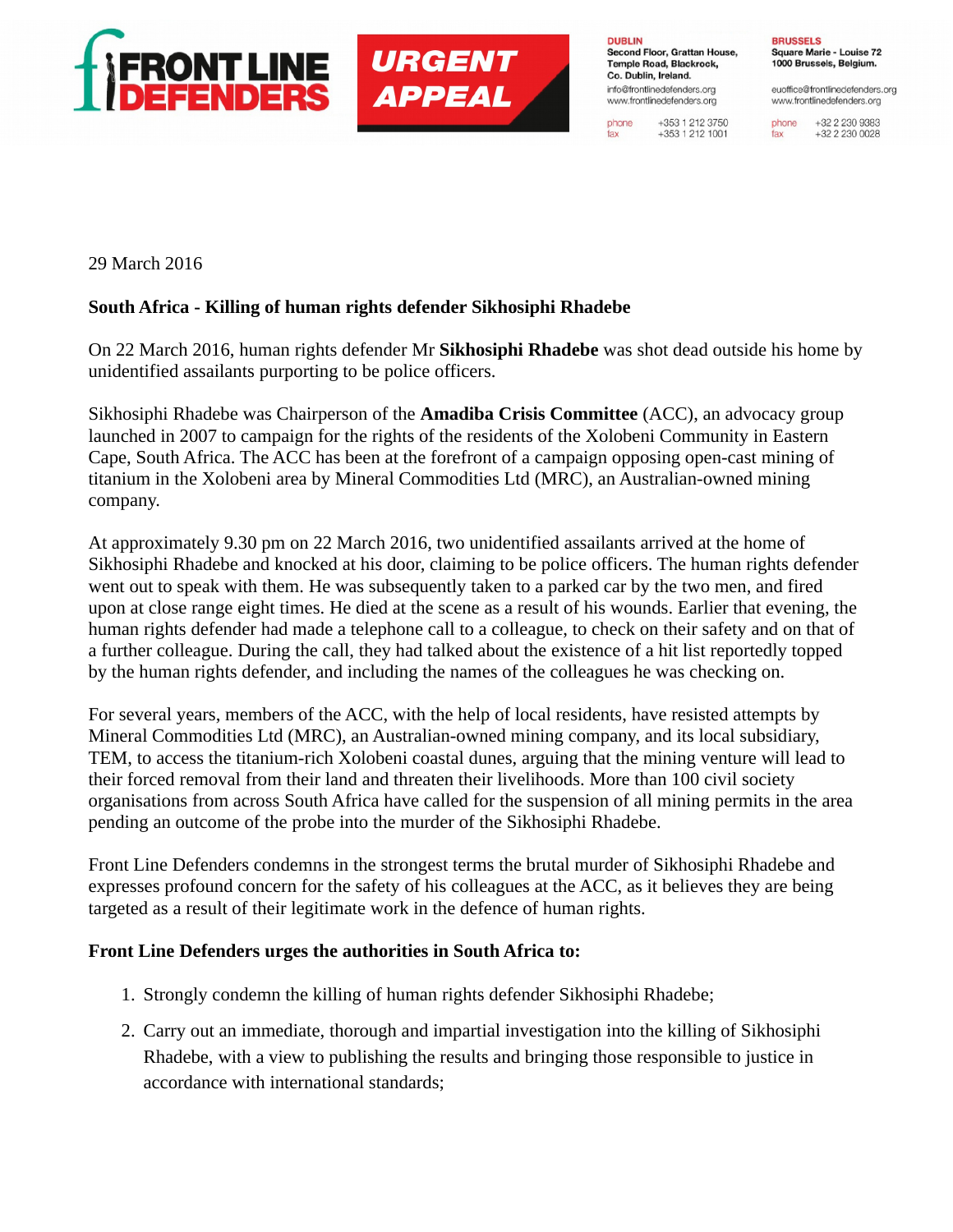**FRONT LINE DEFENDERS** **URGENT APPEAL**

**DUBLIN**
**Second Floor, Grattan House, Temple Road, Blackrock, Co. Dublin, Ireland.**
info@frontlinedefenders.org
www.frontlinedefenders.org
phone +353 1 212 3750
fax +353 1 212 1001

**BRUSSELS**
**Square Marie - Louise 72 1000 Brussels, Belgium.**
euoffice@frontlinedefenders.org
www.frontlinedefenders.org
phone +32 2 230 9383
fax +32 2 230 0028

29 March 2016

**South Africa - Killing of human rights defender Sikhosiphi Rhadebe**

On 22 March 2016, human rights defender Mr **Sikhosiphi Rhadebe** was shot dead outside his home by unidentified assailants purporting to be police officers.

Sikhosiphi Rhadebe was Chairperson of the **Amadiba Crisis Committee** (ACC), an advocacy group launched in 2007 to campaign for the rights of the residents of the Xolobeni Community in Eastern Cape, South Africa. The ACC has been at the forefront of a campaign opposing open-cast mining of titanium in the Xolobeni area by Mineral Commodities Ltd (MRC), an Australian-owned mining company.

At approximately 9.30 pm on 22 March 2016, two unidentified assailants arrived at the home of Sikhosiphi Rhadebe and knocked at his door, claiming to be police officers. The human rights defender went out to speak with them. He was subsequently taken to a parked car by the two men, and fired upon at close range eight times. He died at the scene as a result of his wounds. Earlier that evening, the human rights defender had made a telephone call to a colleague, to check on their safety and on that of a further colleague. During the call, they had talked about the existence of a hit list reportedly topped by the human rights defender, and including the names of the colleagues he was checking on.

For several years, members of the ACC, with the help of local residents, have resisted attempts by Mineral Commodities Ltd (MRC), an Australian-owned mining company, and its local subsidiary, TEM, to access the titanium-rich Xolobeni coastal dunes, arguing that the mining venture will lead to their forced removal from their land and threaten their livelihoods. More than 100 civil society organisations from across South Africa have called for the suspension of all mining permits in the area pending an outcome of the probe into the murder of the Sikhosiphi Rhadebe.

Front Line Defenders condemns in the strongest terms the brutal murder of Sikhosiphi Rhadebe and expresses profound concern for the safety of his colleagues at the ACC, as it believes they are being targeted as a result of their legitimate work in the defence of human rights.

**Front Line Defenders urges the authorities in South Africa to:**

1. Strongly condemn the killing of human rights defender Sikhosiphi Rhadebe;
2. Carry out an immediate, thorough and impartial investigation into the killing of Sikhosiphi Rhadebe, with a view to publishing the results and bringing those responsible to justice in accordance with international standards;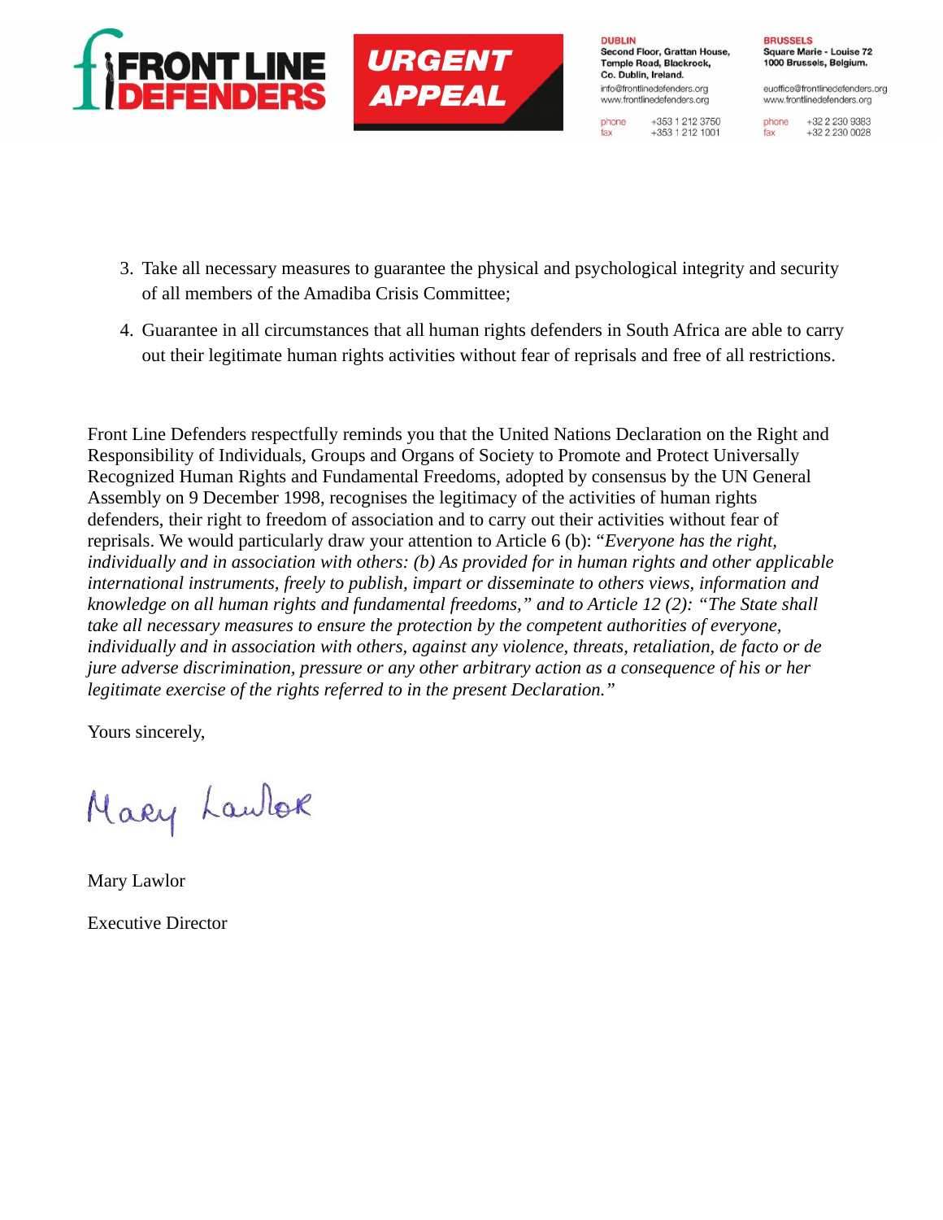3. Take all necessary measures to guarantee the physical and psychological integrity and security of all members of the Amadiba Crisis Committee;

4. Guarantee in all circumstances that all human rights defenders in South Africa are able to carry out their legitimate human rights activities without fear of reprisals and free of all restrictions.

Front Line Defenders respectfully reminds you that the United Nations Declaration on the Right and Responsibility of Individuals, Groups and Organs of Society to Promote and Protect Universally Recognized Human Rights and Fundamental Freedoms, adopted by consensus by the UN General Assembly on 9 December 1998, recognises the legitimacy of the activities of human rights defenders, their right to freedom of association and to carry out their activities without fear of reprisals. We would particularly draw your attention to Article 6 (b): "*Everyone has the right, individually and in association with others: (b) As provided for in human rights and other applicable international instruments, freely to publish, impart or disseminate to others views, information and knowledge on all human rights and fundamental freedoms," and to Article 12 (2): "The State shall take all necessary measures to ensure the protection by the competent authorities of everyone, individually and in association with others, against any violence, threats, retaliation, de facto or de jure adverse discrimination, pressure or any other arbitrary action as a consequence of his or her legitimate exercise of the rights referred to in the present Declaration."*

Yours sincerely,

Mary Lawlor

Mary Lawlor

Executive Director